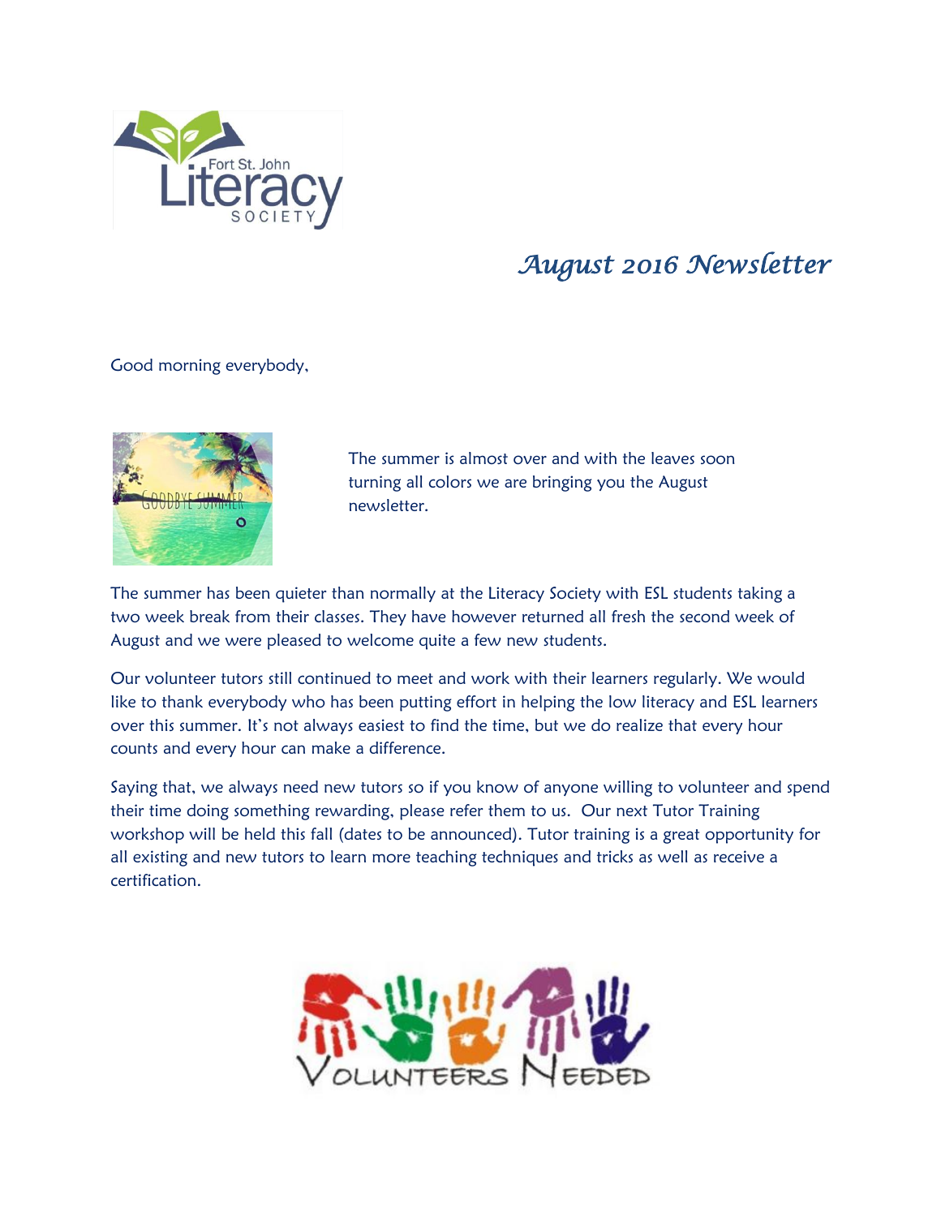# August 2016 Newsletter

Good morning everybody,

The summer is almost over and with the leaves soon turning all colors we are bringing you the August newsletter.

The summer has been quieter than normally at the Literacy Society with ESL students taking a two week break from their classes. They have however returned all fresh the second week of August and we were pleased to welcome quite a few new students.

Our volunteer tutors still continued to meet and work with their learners regularly. We would like to thank everybody who has been putting effort in helping the low literacy and ESL learners over this summer. It's not always easiest to find the time, but we do realize that every hour counts and every hour can make a difference.

Saying that, we always need new tutors so if you know of anyone willing to volunteer and spend their time doing something rewarding, please refer them to us. Our next Tutor Training workshop will be held this fall (dates to be announced). Tutor training is a great opportunity for all existing and new tutors to learn more teaching techniques and tricks as well as receive a certification.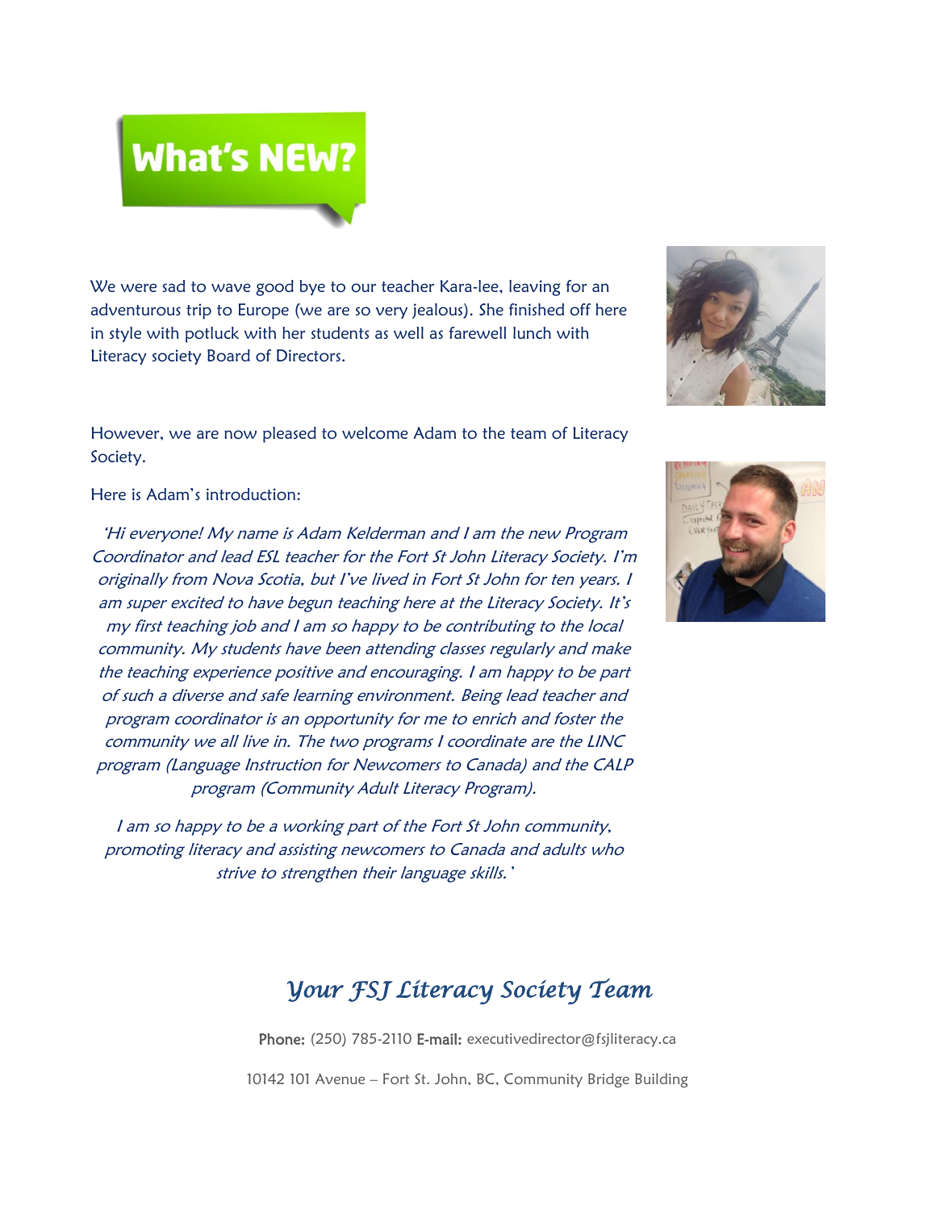# What's NEW?

We were sad to wave good bye to our teacher Kara-lee, leaving for an adventurous trip to Europe (we are so very jealous). She finished off here in style with potluck with her students as well as farewell lunch with Literacy society Board of Directors.

However, we are now pleased to welcome Adam to the team of Literacy Society.

Here is Adam's introduction:

*'Hi everyone! My name is Adam Kelderman and I am the new Program Coordinator and lead ESL teacher for the Fort St John Literacy Society. I'm originally from Nova Scotia, but I've lived in Fort St John for ten years. I am super excited to have begun teaching here at the Literacy Society. It's my first teaching job and I am so happy to be contributing to the local community. My students have been attending classes regularly and make the teaching experience positive and encouraging. I am happy to be part of such a diverse and safe learning environment. Being lead teacher and program coordinator is an opportunity for me to enrich and foster the community we all live in. The two programs I coordinate are the LINC program (Language Instruction for Newcomers to Canada) and the CALP program (Community Adult Literacy Program).*

*I am so happy to be a working part of the Fort St John community, promoting literacy and assisting newcomers to Canada and adults who strive to strengthen their language skills.'*

## *Your FSJ Literacy Society Team*

**Phone:** (250) 785-2110 **E-mail:** executivedirector@fsjliteracy.ca

10142 101 Avenue – Fort St. John, BC, Community Bridge Building